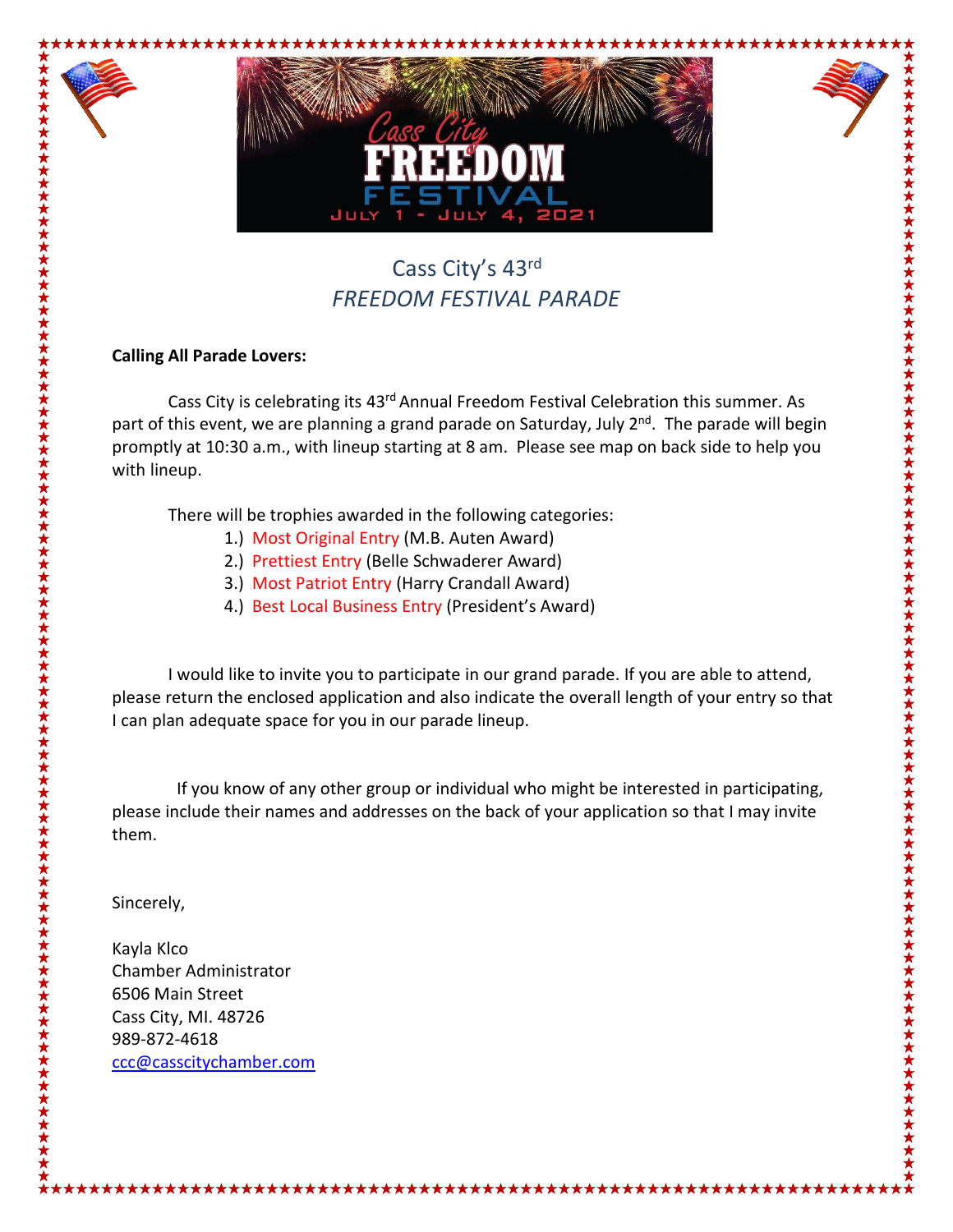Cass City FREEDOM FESTIVAL

JULY 1 - JULY 4, 2021

# Cass City's 43rd *FREEDOM FESTIVAL PARADE*

**Calling All Parade Lovers:**

Cass City is celebrating its 43rd Annual Freedom Festival Celebration this summer. As part of this event, we are planning a grand parade on Saturday, July 2nd. The parade will begin promptly at 10:30 a.m., with lineup starting at 8 am. Please see map on back side to help you with lineup.

There will be trophies awarded in the following categories:

1.) Most Original Entry (M.B. Auten Award)
2.) Prettiest Entry (Belle Schwaderer Award)
3.) Most Patriot Entry (Harry Crandall Award)
4.) Best Local Business Entry (President's Award)

I would like to invite you to participate in our grand parade. If you are able to attend, please return the enclosed application and also indicate the overall length of your entry so that I can plan adequate space for you in our parade lineup.

If you know of any other group or individual who might be interested in participating, please include their names and addresses on the back of your application so that I may invite them.

Sincerely,

Kayla Klco
Chamber Administrator
6506 Main Street
Cass City, MI. 48726
989-872-4618
ccc@casscitychamber.com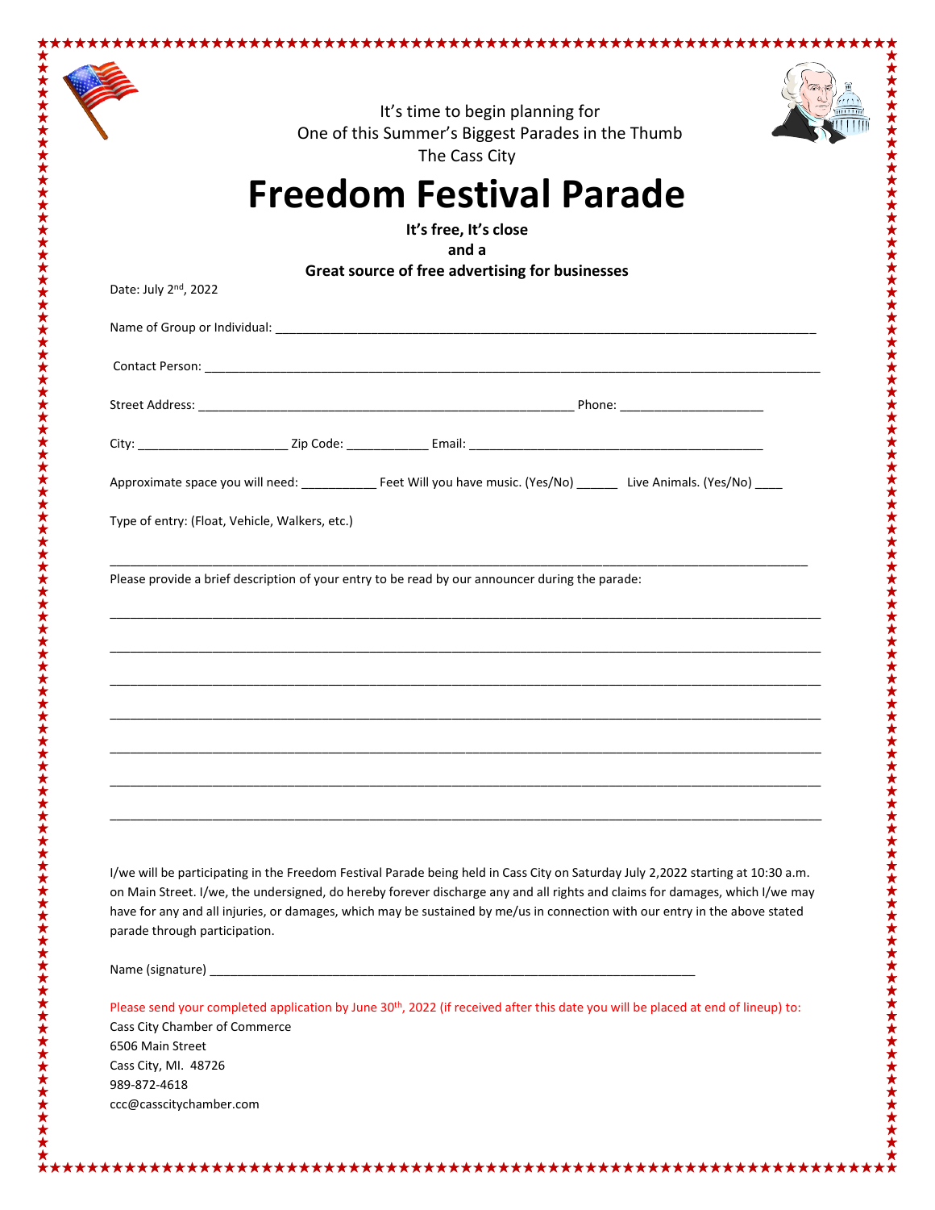It's time to begin planning for
One of this Summer's Biggest Parades in the Thumb
The Cass City

# Freedom Festival Parade

**It's free, It's close**
**and a**
**Great source of free advertising for businesses**

Date: July 2nd, 2022

Name of Group or Individual: ______________________________________________________________________________

Contact Person: __________________________________________________________________________________________

Street Address: _____________________________________________________ Phone: ____________________

City: ______________________ Zip Code: ____________ Email: __________________________________________

Approximate space you will need: ___________ Feet Will you have music. (Yes/No) ______ Live Animals. (Yes/No) ____

Type of entry: (Float, Vehicle, Walkers, etc.)

____________________________________________________________________________________________________

Please provide a brief description of your entry to be read by our announcer during the parade:

____________________________________________________________________________________________________

____________________________________________________________________________________________________

____________________________________________________________________________________________________

____________________________________________________________________________________________________

____________________________________________________________________________________________________

____________________________________________________________________________________________________

____________________________________________________________________________________________________

I/we will be participating in the Freedom Festival Parade being held in Cass City on Saturday July 2,2022 starting at 10:30 a.m. on Main Street. I/we, the undersigned, do hereby forever discharge any and all rights and claims for damages, which I/we may have for any and all injuries, or damages, which may be sustained by me/us in connection with our entry in the above stated parade through participation.

Name (signature) _______________________________________________________________________

Please send your completed application by June 30th, 2022 (if received after this date you will be placed at end of lineup) to:

Cass City Chamber of Commerce
6506 Main Street
Cass City, MI. 48726
989-872-4618
ccc@casscitychamber.com